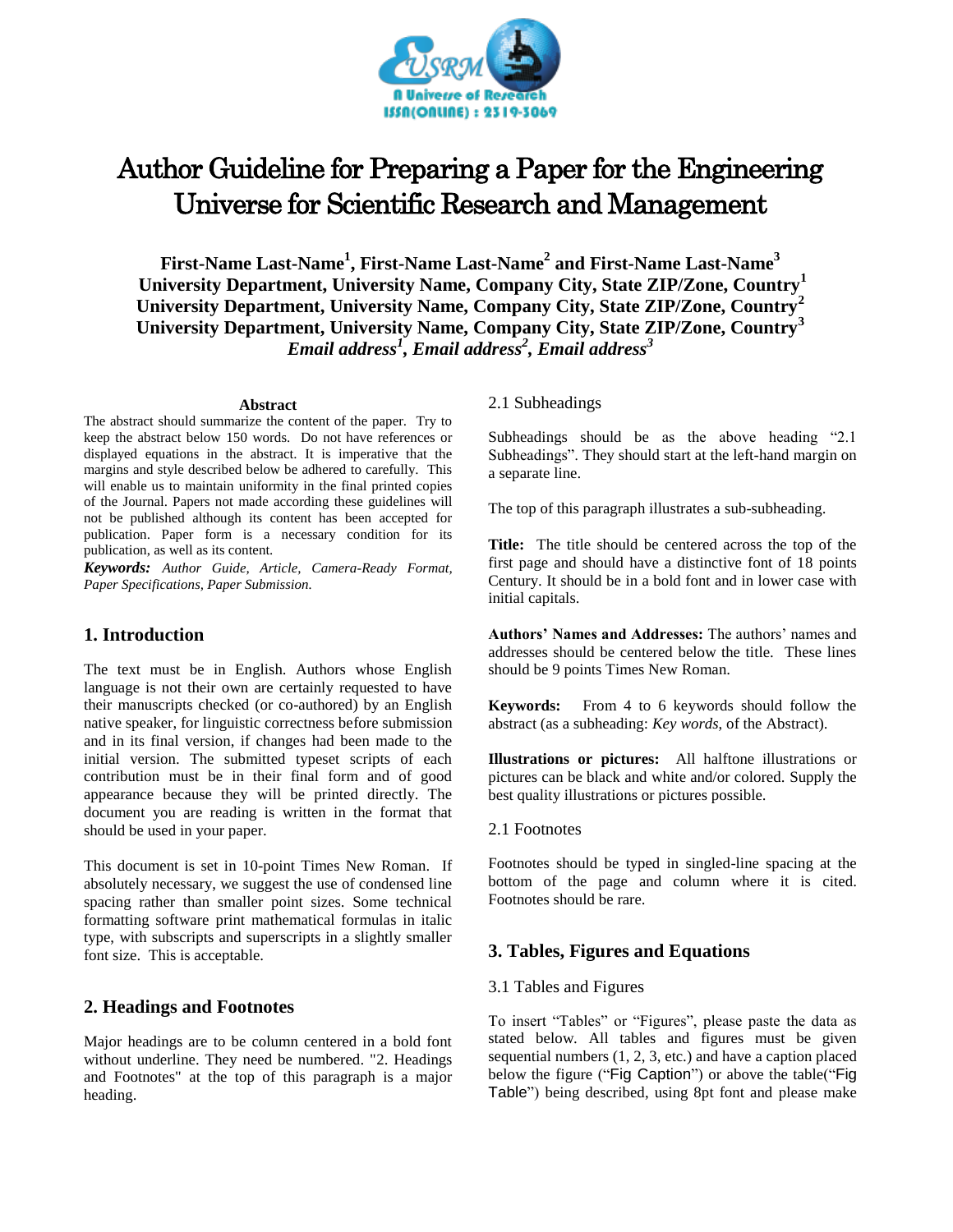# Author Guideline for Preparing a Paper for the Engineering Universe for Scientific Research and Management

**First-Name Last-Name[1], First-Name Last-Name[2] and First-Name Last-Name[3]**
**University Department, University Name, Company City, State ZIP/Zone, Country[1]**
**University Department, University Name, Company City, State ZIP/Zone, Country[2]**
**University Department, University Name, Company City, State ZIP/Zone, Country[3]**
***Email address[1], Email address[2], Email address[3]***

**Abstract**

The abstract should summarize the content of the paper. Try to keep the abstract below 150 words. Do not have references or displayed equations in the abstract. It is imperative that the margins and style described below be adhered to carefully. This will enable us to maintain uniformity in the final printed copies of the Journal. Papers not made according these guidelines will not be published although its content has been accepted for publication. Paper form is a necessary condition for its publication, as well as its content.

***Keywords:*** *Author Guide, Article, Camera-Ready Format, Paper Specifications, Paper Submission.*

## 1. Introduction

The text must be in English. Authors whose English language is not their own are certainly requested to have their manuscripts checked (or co-authored) by an English native speaker, for linguistic correctness before submission and in its final version, if changes had been made to the initial version. The submitted typeset scripts of each contribution must be in their final form and of good appearance because they will be printed directly. The document you are reading is written in the format that should be used in your paper.

This document is set in 10-point Times New Roman. If absolutely necessary, we suggest the use of condensed line spacing rather than smaller point sizes. Some technical formatting software print mathematical formulas in italic type, with subscripts and superscripts in a slightly smaller font size. This is acceptable.

## 2. Headings and Footnotes

Major headings are to be column centered in a bold font without underline. They need be numbered. "2. Headings and Footnotes" at the top of this paragraph is a major heading.

### 2.1 Subheadings

Subheadings should be as the above heading "2.1 Subheadings". They should start at the left-hand margin on a separate line.

The top of this paragraph illustrates a sub-subheading.

**Title:** The title should be centered across the top of the first page and should have a distinctive font of 18 points Century. It should be in a bold font and in lower case with initial capitals.

**Authors' Names and Addresses:** The authors' names and addresses should be centered below the title. These lines should be 9 points Times New Roman.

**Keywords:** From 4 to 6 keywords should follow the abstract (as a subheading: *Key words*, of the Abstract).

**Illustrations or pictures:** All halftone illustrations or pictures can be black and white and/or colored. Supply the best quality illustrations or pictures possible.

### 2.1 Footnotes

Footnotes should be typed in singled-line spacing at the bottom of the page and column where it is cited. Footnotes should be rare.

## 3. Tables, Figures and Equations

### 3.1 Tables and Figures

To insert "Tables" or "Figures", please paste the data as stated below. All tables and figures must be given sequential numbers (1, 2, 3, etc.) and have a caption placed below the figure ("Fig Caption") or above the table("Fig Table") being described, using 8pt font and please make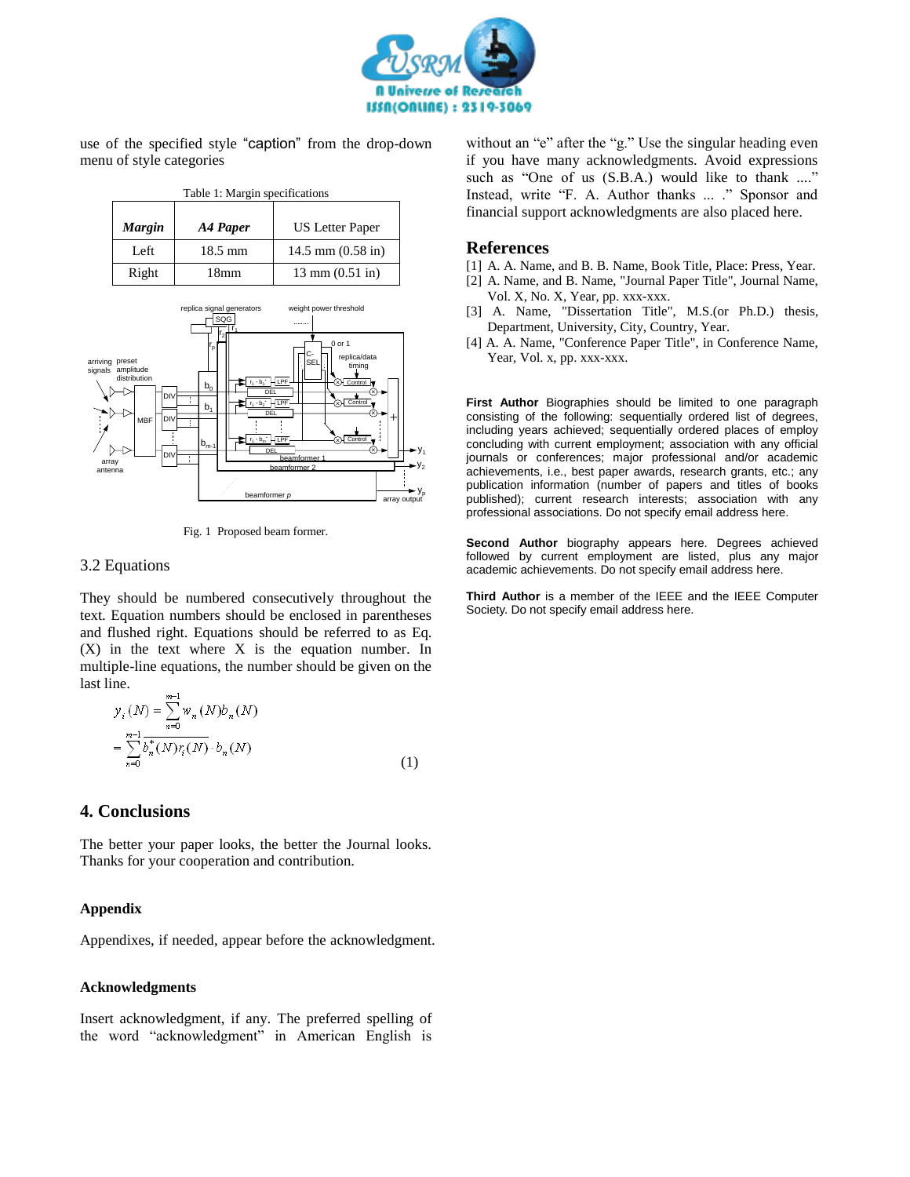use of the specified style "caption" from the drop-down menu of style categories

Table 1: Margin specifications

| ***Margin*** | ***A4 Paper*** | US Letter Paper |
|---|---|---|
| Left | 18.5 mm | 14.5 mm (0.58 in) |
| Right | 18mm | 13 mm (0.51 in) |

Fig. 1 Proposed beam former.

### 3.2 Equations

They should be numbered consecutively throughout the text. Equation numbers should be enclosed in parentheses and flushed right. Equations should be referred to as Eq. (X) in the text where X is the equation number. In multiple-line equations, the number should be given on the last line.

$$y_i(N) = \sum_{n=0}^{m-1} w_n(N) b_n(N)$$
$$= \sum_{n=0}^{m-1} \overline{b_n^*(N) r_i(N)} \cdot b_n(N) \qquad (1)$$

## 4. Conclusions

The better your paper looks, the better the Journal looks. Thanks for your cooperation and contribution.

### Appendix

Appendixes, if needed, appear before the acknowledgment.

### Acknowledgments

Insert acknowledgment, if any. The preferred spelling of the word "acknowledgment" in American English is without an "e" after the "g." Use the singular heading even if you have many acknowledgments. Avoid expressions such as "One of us (S.B.A.) would like to thank ...." Instead, write "F. A. Author thanks ... ." Sponsor and financial support acknowledgments are also placed here.

## References

[1] A. A. Name, and B. B. Name, Book Title, Place: Press, Year.
[2] A. Name, and B. Name, "Journal Paper Title", Journal Name, Vol. X, No. X, Year, pp. xxx-xxx.
[3] A. Name, "Dissertation Title", M.S.(or Ph.D.) thesis, Department, University, City, Country, Year.
[4] A. A. Name, "Conference Paper Title", in Conference Name, Year, Vol. x, pp. xxx-xxx.

**First Author** Biographies should be limited to one paragraph consisting of the following: sequentially ordered list of degrees, including years achieved; sequentially ordered places of employ concluding with current employment; association with any official journals or conferences; major professional and/or academic achievements, i.e., best paper awards, research grants, etc.; any publication information (number of papers and titles of books published); current research interests; association with any professional associations. Do not specify email address here.

**Second Author** biography appears here. Degrees achieved followed by current employment are listed, plus any major academic achievements. Do not specify email address here.

**Third Author** is a member of the IEEE and the IEEE Computer Society. Do not specify email address here.